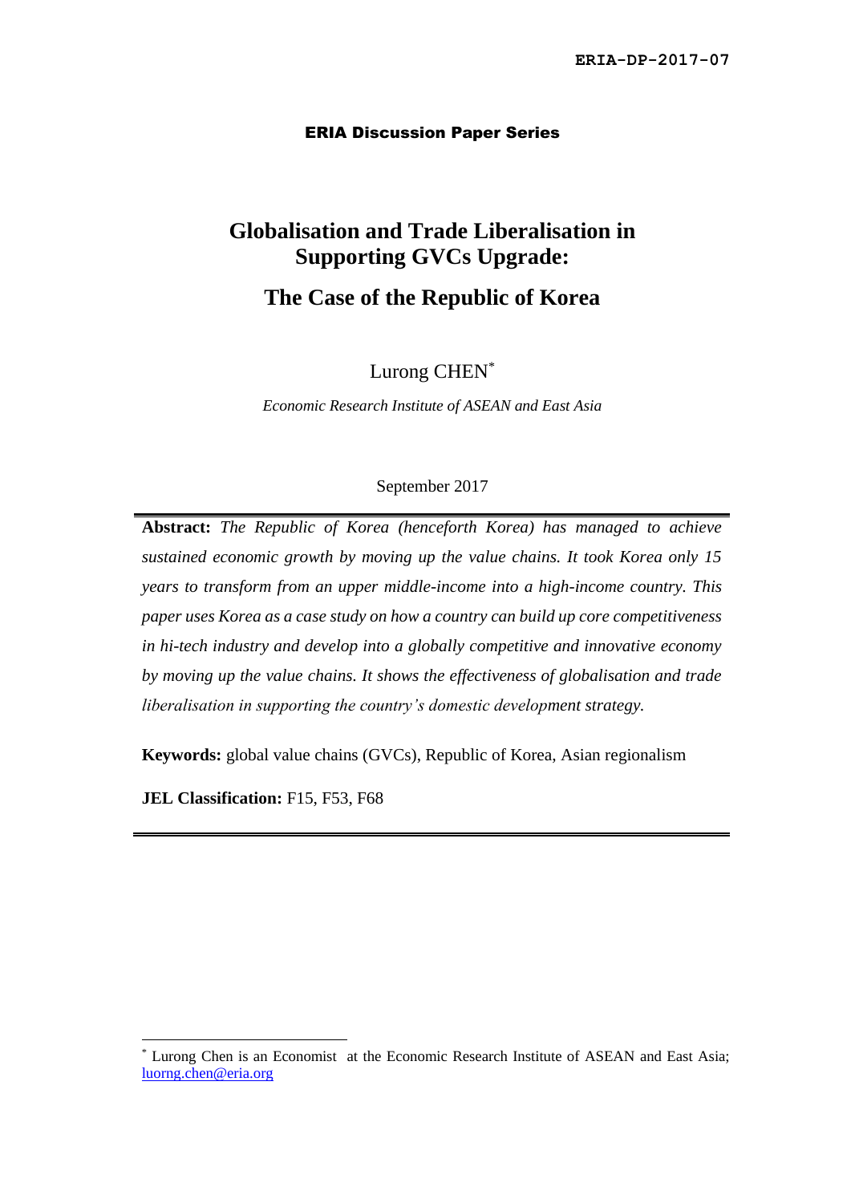ERIA-DP-2017-07

ERIA Discussion Paper Series

# Globalisation and Trade Liberalisation in Supporting GVCs Upgrade:

## The Case of the Republic of Korea

Lurong CHEN[*]

*Economic Research Institute of ASEAN and East Asia*

September 2017

---

**Abstract:** *The Republic of Korea (henceforth Korea) has managed to achieve sustained economic growth by moving up the value chains. It took Korea only 15 years to transform from an upper middle-income into a high-income country. This paper uses Korea as a case study on how a country can build up core competitiveness in hi-tech industry and develop into a globally competitive and innovative economy by moving up the value chains. It shows the effectiveness of globalisation and trade liberalisation in supporting the country's domestic development strategy.*

**Keywords:** global value chains (GVCs), Republic of Korea, Asian regionalism

**JEL Classification:** F15, F53, F68

---

[*] Lurong Chen is an Economist at the Economic Research Institute of ASEAN and East Asia; luorng.chen@eria.org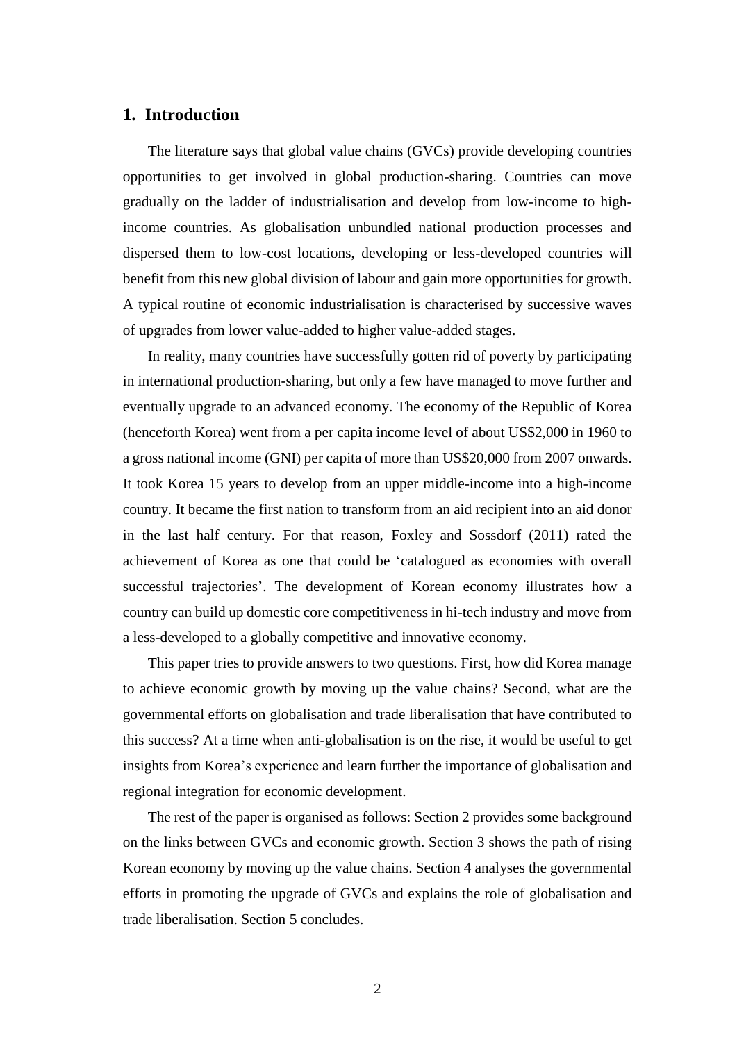## 1. Introduction

The literature says that global value chains (GVCs) provide developing countries opportunities to get involved in global production-sharing. Countries can move gradually on the ladder of industrialisation and develop from low-income to high-income countries. As globalisation unbundled national production processes and dispersed them to low-cost locations, developing or less-developed countries will benefit from this new global division of labour and gain more opportunities for growth. A typical routine of economic industrialisation is characterised by successive waves of upgrades from lower value-added to higher value-added stages.

In reality, many countries have successfully gotten rid of poverty by participating in international production-sharing, but only a few have managed to move further and eventually upgrade to an advanced economy. The economy of the Republic of Korea (henceforth Korea) went from a per capita income level of about US$2,000 in 1960 to a gross national income (GNI) per capita of more than US$20,000 from 2007 onwards. It took Korea 15 years to develop from an upper middle-income into a high-income country. It became the first nation to transform from an aid recipient into an aid donor in the last half century. For that reason, Foxley and Sossdorf (2011) rated the achievement of Korea as one that could be 'catalogued as economies with overall successful trajectories'. The development of Korean economy illustrates how a country can build up domestic core competitiveness in hi-tech industry and move from a less-developed to a globally competitive and innovative economy.

This paper tries to provide answers to two questions. First, how did Korea manage to achieve economic growth by moving up the value chains? Second, what are the governmental efforts on globalisation and trade liberalisation that have contributed to this success? At a time when anti-globalisation is on the rise, it would be useful to get insights from Korea's experience and learn further the importance of globalisation and regional integration for economic development.

The rest of the paper is organised as follows: Section 2 provides some background on the links between GVCs and economic growth. Section 3 shows the path of rising Korean economy by moving up the value chains. Section 4 analyses the governmental efforts in promoting the upgrade of GVCs and explains the role of globalisation and trade liberalisation. Section 5 concludes.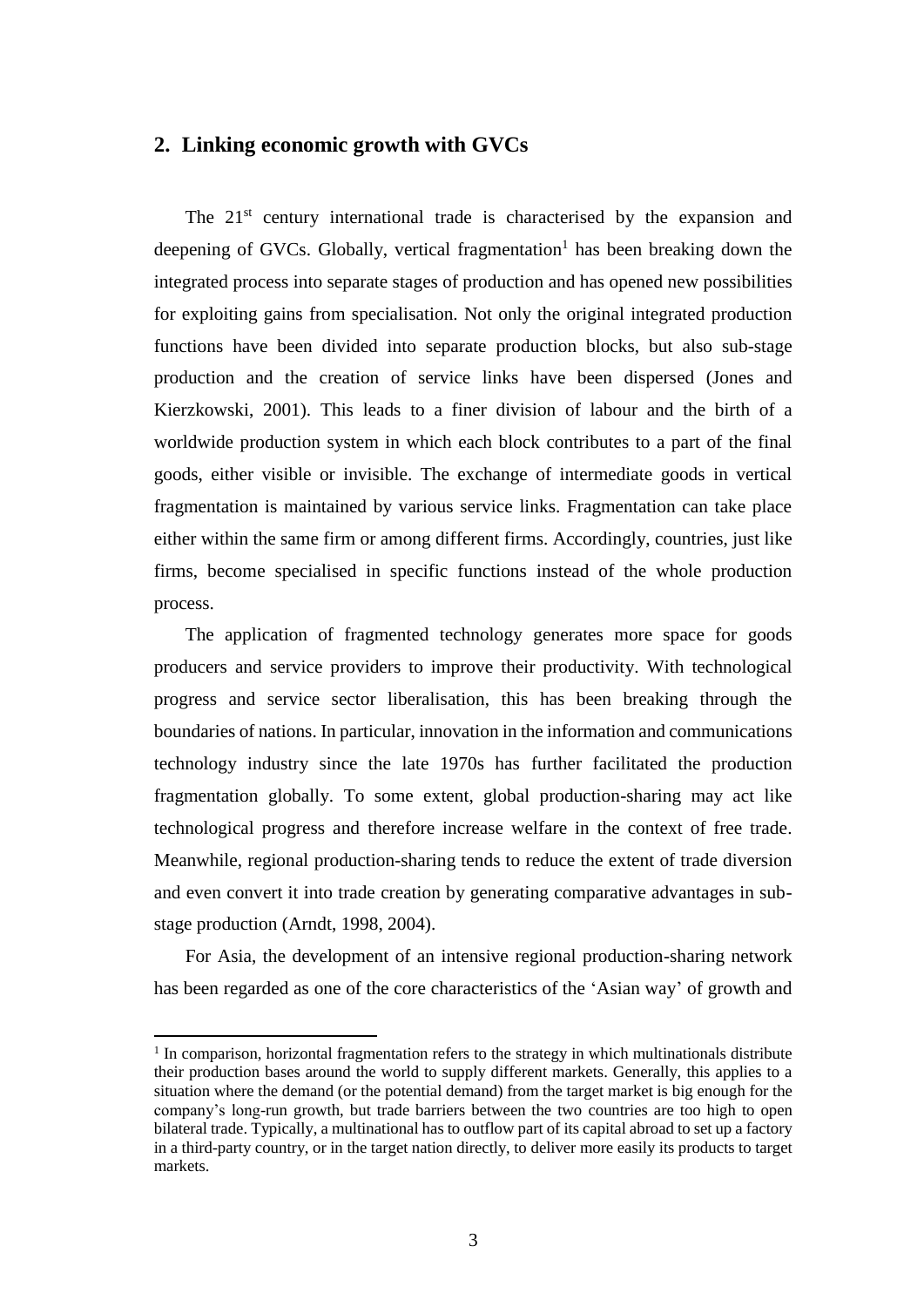## 2. Linking economic growth with GVCs

The 21st century international trade is characterised by the expansion and deepening of GVCs. Globally, vertical fragmentation[1] has been breaking down the integrated process into separate stages of production and has opened new possibilities for exploiting gains from specialisation. Not only the original integrated production functions have been divided into separate production blocks, but also sub-stage production and the creation of service links have been dispersed (Jones and Kierzkowski, 2001). This leads to a finer division of labour and the birth of a worldwide production system in which each block contributes to a part of the final goods, either visible or invisible. The exchange of intermediate goods in vertical fragmentation is maintained by various service links. Fragmentation can take place either within the same firm or among different firms. Accordingly, countries, just like firms, become specialised in specific functions instead of the whole production process.

The application of fragmented technology generates more space for goods producers and service providers to improve their productivity. With technological progress and service sector liberalisation, this has been breaking through the boundaries of nations. In particular, innovation in the information and communications technology industry since the late 1970s has further facilitated the production fragmentation globally. To some extent, global production-sharing may act like technological progress and therefore increase welfare in the context of free trade. Meanwhile, regional production-sharing tends to reduce the extent of trade diversion and even convert it into trade creation by generating comparative advantages in sub-stage production (Arndt, 1998, 2004).

For Asia, the development of an intensive regional production-sharing network has been regarded as one of the core characteristics of the 'Asian way' of growth and

[1] In comparison, horizontal fragmentation refers to the strategy in which multinationals distribute their production bases around the world to supply different markets. Generally, this applies to a situation where the demand (or the potential demand) from the target market is big enough for the company's long-run growth, but trade barriers between the two countries are too high to open bilateral trade. Typically, a multinational has to outflow part of its capital abroad to set up a factory in a third-party country, or in the target nation directly, to deliver more easily its products to target markets.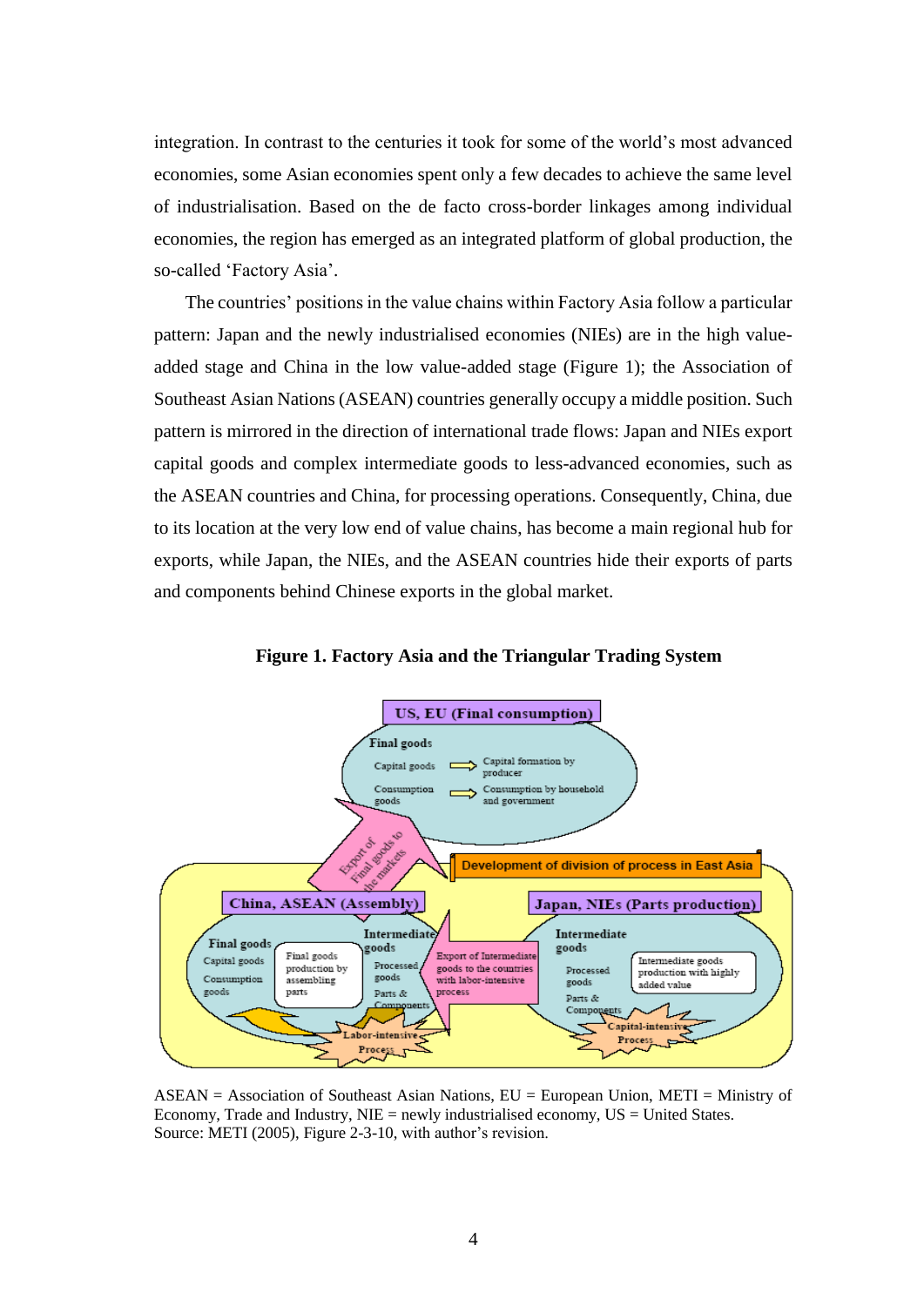integration. In contrast to the centuries it took for some of the world's most advanced economies, some Asian economies spent only a few decades to achieve the same level of industrialisation. Based on the de facto cross-border linkages among individual economies, the region has emerged as an integrated platform of global production, the so-called 'Factory Asia'.

The countries' positions in the value chains within Factory Asia follow a particular pattern: Japan and the newly industrialised economies (NIEs) are in the high value-added stage and China in the low value-added stage (Figure 1); the Association of Southeast Asian Nations (ASEAN) countries generally occupy a middle position. Such pattern is mirrored in the direction of international trade flows: Japan and NIEs export capital goods and complex intermediate goods to less-advanced economies, such as the ASEAN countries and China, for processing operations. Consequently, China, due to its location at the very low end of value chains, has become a main regional hub for exports, while Japan, the NIEs, and the ASEAN countries hide their exports of parts and components behind Chinese exports in the global market.

**Figure 1. Factory Asia and the Triangular Trading System**

ASEAN = Association of Southeast Asian Nations, EU = European Union, METI = Ministry of Economy, Trade and Industry, NIE = newly industrialised economy, US = United States.
Source: METI (2005), Figure 2-3-10, with author's revision.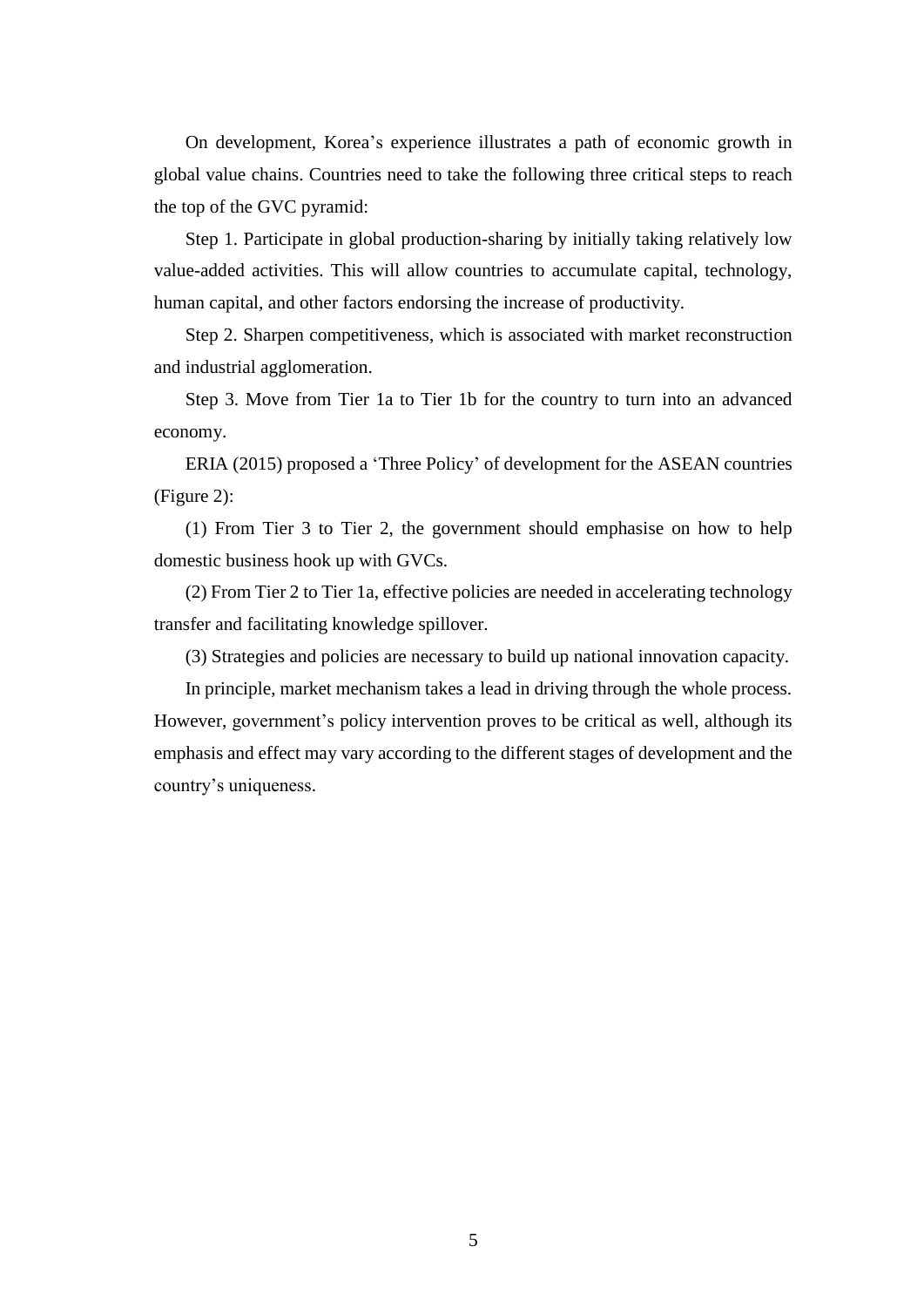On development, Korea's experience illustrates a path of economic growth in global value chains. Countries need to take the following three critical steps to reach the top of the GVC pyramid:

Step 1. Participate in global production-sharing by initially taking relatively low value-added activities. This will allow countries to accumulate capital, technology, human capital, and other factors endorsing the increase of productivity.

Step 2. Sharpen competitiveness, which is associated with market reconstruction and industrial agglomeration.

Step 3. Move from Tier 1a to Tier 1b for the country to turn into an advanced economy.

ERIA (2015) proposed a 'Three Policy' of development for the ASEAN countries (Figure 2):

(1) From Tier 3 to Tier 2, the government should emphasise on how to help domestic business hook up with GVCs.

(2) From Tier 2 to Tier 1a, effective policies are needed in accelerating technology transfer and facilitating knowledge spillover.

(3) Strategies and policies are necessary to build up national innovation capacity.

In principle, market mechanism takes a lead in driving through the whole process. However, government's policy intervention proves to be critical as well, although its emphasis and effect may vary according to the different stages of development and the country's uniqueness.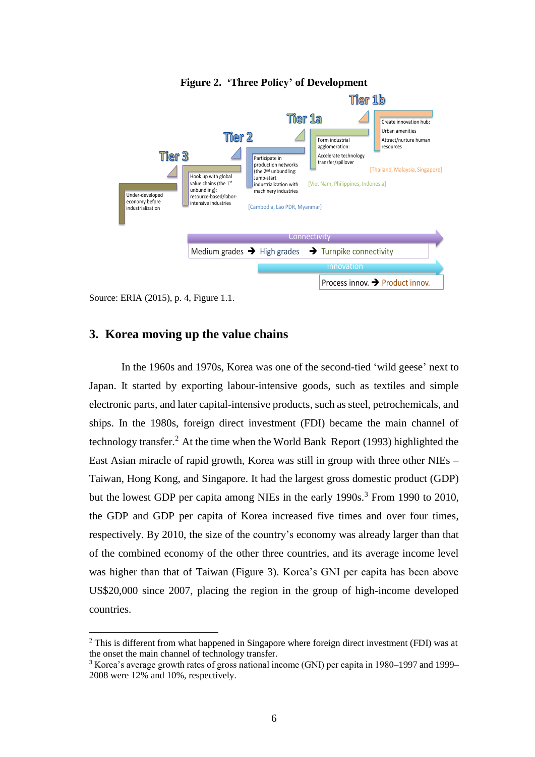**Figure 2. 'Three Policy' of Development**

Tier 3

Under-developed economy before industrialization

Tier 2

Hook up with global value chains (the 1st unbundling): resource-based/labor-intensive industries

[Cambodia, Lao PDR, Myanmar]

Tier 1a

Participate in production networks (the 2nd unbundling: Jump-start industrialization with machinery industries

[Viet Nam, Philippines, Indonesia]

Tier 1b

Form industrial agglomeration: Accelerate technology transfer/spillover

Create innovation hub: Urban amenities Attract/nurture human resources

[Thailand, Malaysia, Singapore]

Connectivity

Medium grades ➔ High grades ➔ Turnpike connectivity

Innovation

Process innov. ➔ Product innov.

Source: ERIA (2015), p. 4, Figure 1.1.

## 3. Korea moving up the value chains

In the 1960s and 1970s, Korea was one of the second-tied 'wild geese' next to Japan. It started by exporting labour-intensive goods, such as textiles and simple electronic parts, and later capital-intensive products, such as steel, petrochemicals, and ships. In the 1980s, foreign direct investment (FDI) became the main channel of technology transfer.[2] At the time when the World Bank Report (1993) highlighted the East Asian miracle of rapid growth, Korea was still in group with three other NIEs – Taiwan, Hong Kong, and Singapore. It had the largest gross domestic product (GDP) but the lowest GDP per capita among NIEs in the early 1990s.[3] From 1990 to 2010, the GDP and GDP per capita of Korea increased five times and over four times, respectively. By 2010, the size of the country's economy was already larger than that of the combined economy of the other three countries, and its average income level was higher than that of Taiwan (Figure 3). Korea's GNI per capita has been above US$20,000 since 2007, placing the region in the group of high-income developed countries.

---

[2] This is different from what happened in Singapore where foreign direct investment (FDI) was at the onset the main channel of technology transfer.

[3] Korea's average growth rates of gross national income (GNI) per capita in 1980–1997 and 1999–2008 were 12% and 10%, respectively.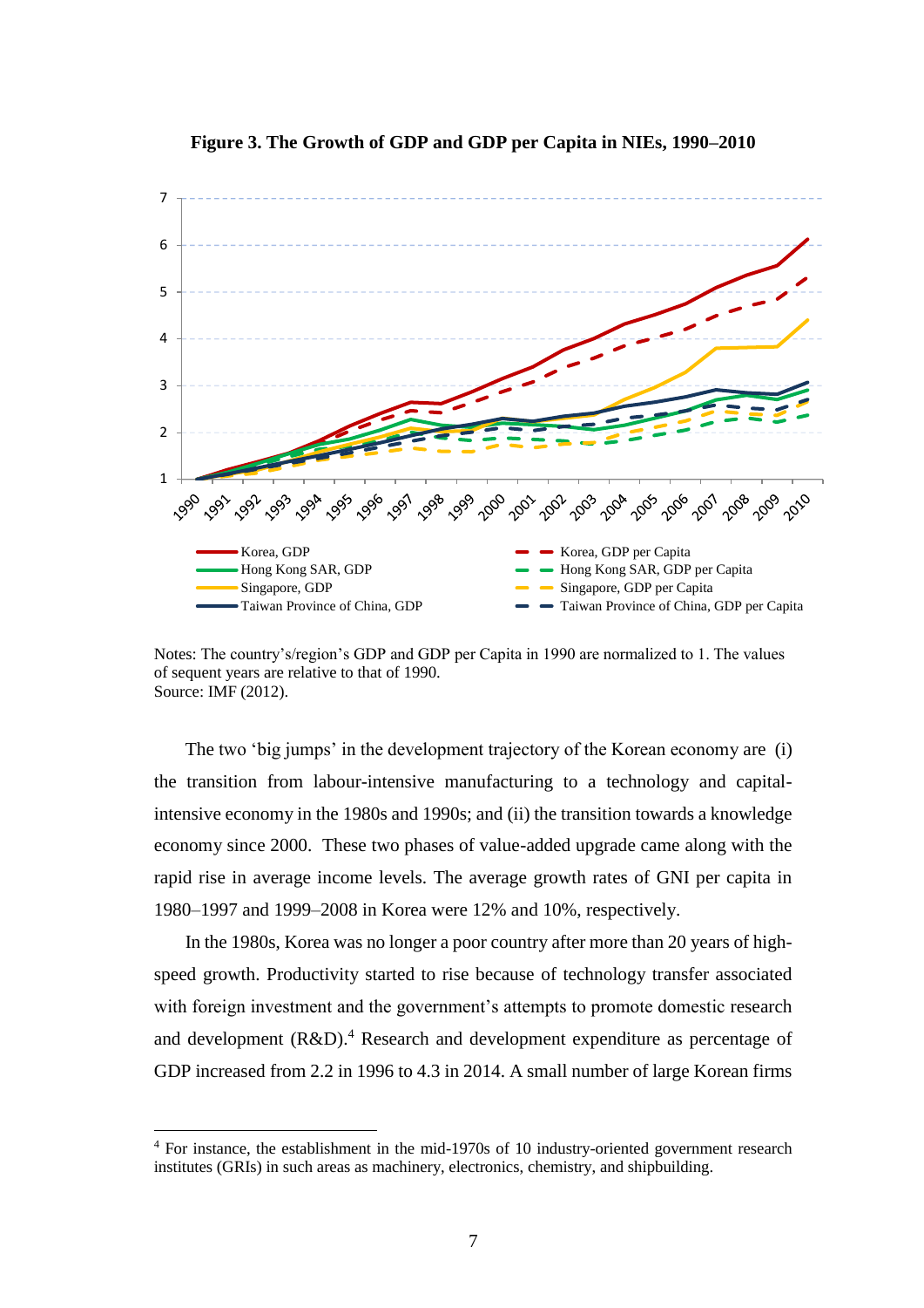**Figure 3. The Growth of GDP and GDP per Capita in NIEs, 1990–2010**

Notes: The country's/region's GDP and GDP per Capita in 1990 are normalized to 1. The values of sequent years are relative to that of 1990.
Source: IMF (2012).

The two 'big jumps' in the development trajectory of the Korean economy are (i) the transition from labour-intensive manufacturing to a technology and capital-intensive economy in the 1980s and 1990s; and (ii) the transition towards a knowledge economy since 2000. These two phases of value-added upgrade came along with the rapid rise in average income levels. The average growth rates of GNI per capita in 1980–1997 and 1999–2008 in Korea were 12% and 10%, respectively.

In the 1980s, Korea was no longer a poor country after more than 20 years of high-speed growth. Productivity started to rise because of technology transfer associated with foreign investment and the government's attempts to promote domestic research and development (R&D).[4] Research and development expenditure as percentage of GDP increased from 2.2 in 1996 to 4.3 in 2014. A small number of large Korean firms

[4] For instance, the establishment in the mid-1970s of 10 industry-oriented government research institutes (GRIs) in such areas as machinery, electronics, chemistry, and shipbuilding.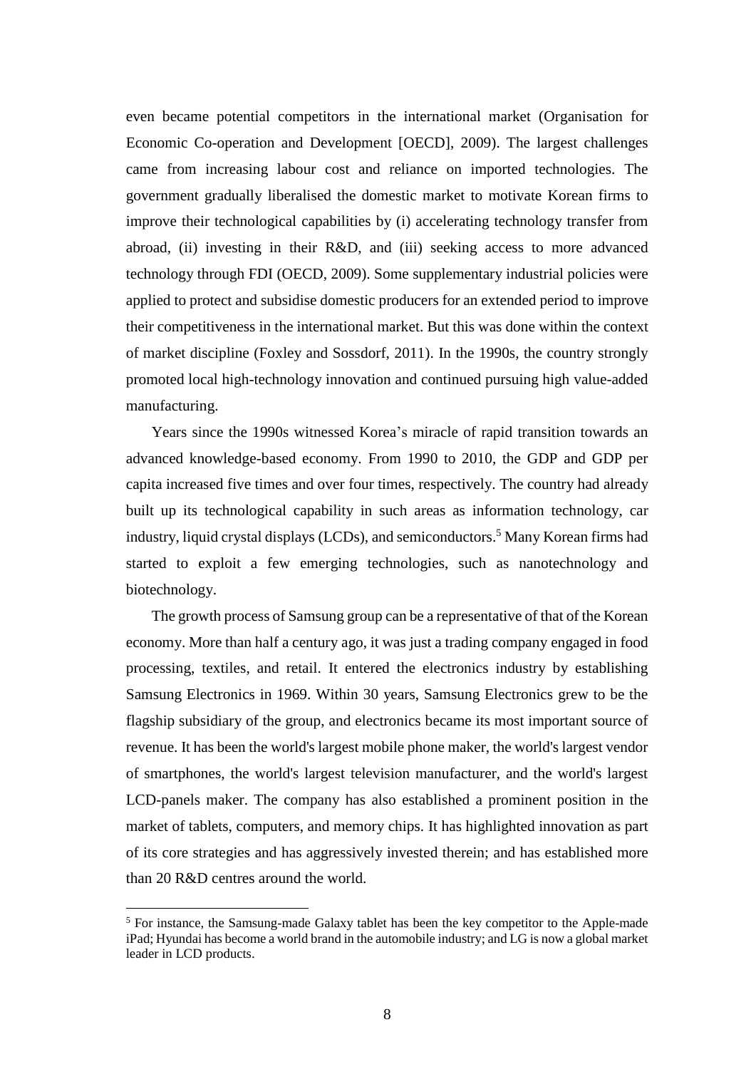even became potential competitors in the international market (Organisation for Economic Co-operation and Development [OECD], 2009). The largest challenges came from increasing labour cost and reliance on imported technologies. The government gradually liberalised the domestic market to motivate Korean firms to improve their technological capabilities by (i) accelerating technology transfer from abroad, (ii) investing in their R&D, and (iii) seeking access to more advanced technology through FDI (OECD, 2009). Some supplementary industrial policies were applied to protect and subsidise domestic producers for an extended period to improve their competitiveness in the international market. But this was done within the context of market discipline (Foxley and Sossdorf, 2011). In the 1990s, the country strongly promoted local high-technology innovation and continued pursuing high value-added manufacturing.

Years since the 1990s witnessed Korea's miracle of rapid transition towards an advanced knowledge-based economy. From 1990 to 2010, the GDP and GDP per capita increased five times and over four times, respectively. The country had already built up its technological capability in such areas as information technology, car industry, liquid crystal displays (LCDs), and semiconductors.[5] Many Korean firms had started to exploit a few emerging technologies, such as nanotechnology and biotechnology.

The growth process of Samsung group can be a representative of that of the Korean economy. More than half a century ago, it was just a trading company engaged in food processing, textiles, and retail. It entered the electronics industry by establishing Samsung Electronics in 1969. Within 30 years, Samsung Electronics grew to be the flagship subsidiary of the group, and electronics became its most important source of revenue. It has been the world's largest mobile phone maker, the world's largest vendor of smartphones, the world's largest television manufacturer, and the world's largest LCD-panels maker. The company has also established a prominent position in the market of tablets, computers, and memory chips. It has highlighted innovation as part of its core strategies and has aggressively invested therein; and has established more than 20 R&D centres around the world.

[5] For instance, the Samsung-made Galaxy tablet has been the key competitor to the Apple-made iPad; Hyundai has become a world brand in the automobile industry; and LG is now a global market leader in LCD products.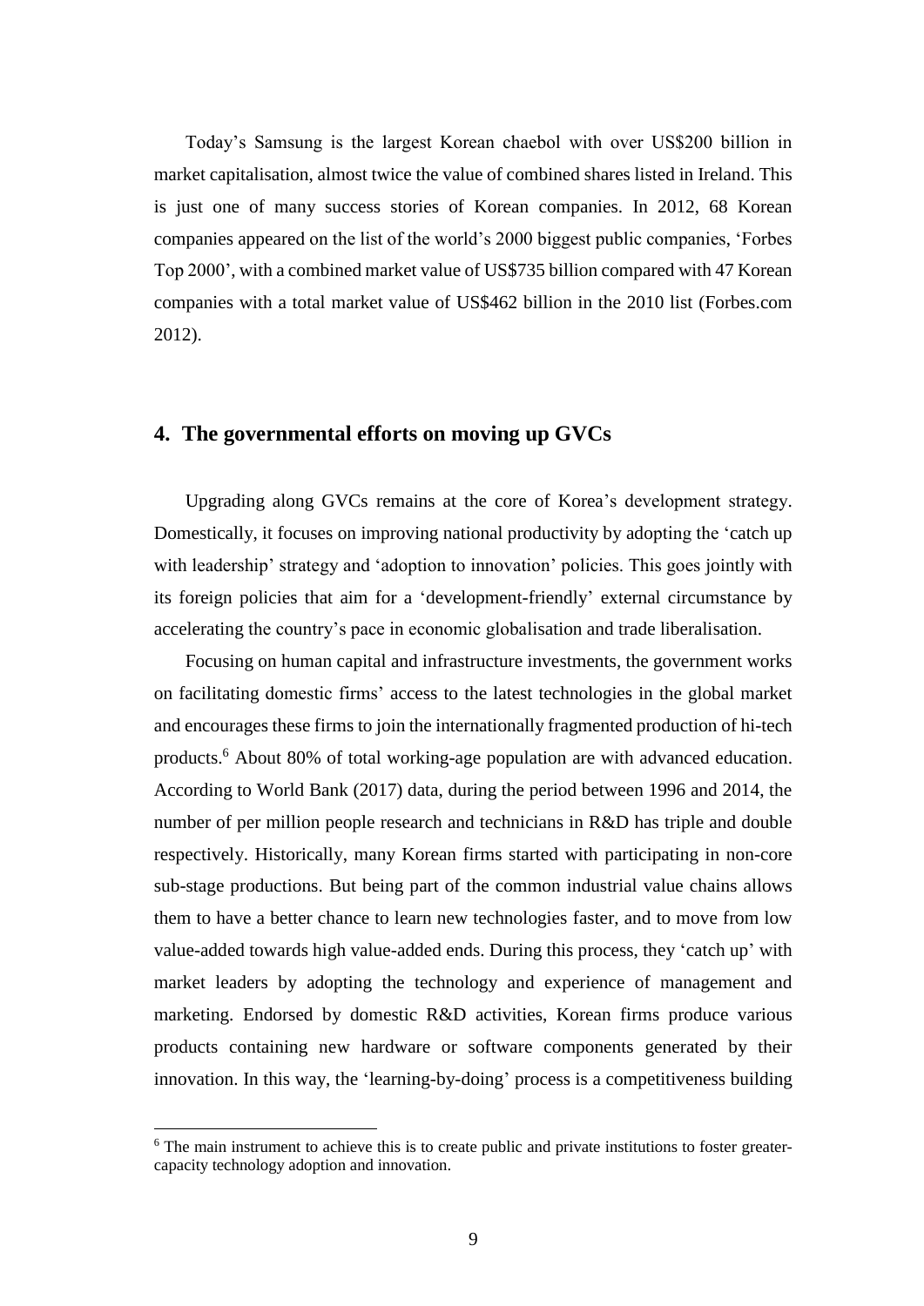Today's Samsung is the largest Korean chaebol with over US$200 billion in market capitalisation, almost twice the value of combined shares listed in Ireland. This is just one of many success stories of Korean companies. In 2012, 68 Korean companies appeared on the list of the world's 2000 biggest public companies, 'Forbes Top 2000', with a combined market value of US$735 billion compared with 47 Korean companies with a total market value of US$462 billion in the 2010 list (Forbes.com 2012).

## 4. The governmental efforts on moving up GVCs

Upgrading along GVCs remains at the core of Korea's development strategy. Domestically, it focuses on improving national productivity by adopting the 'catch up with leadership' strategy and 'adoption to innovation' policies. This goes jointly with its foreign policies that aim for a 'development-friendly' external circumstance by accelerating the country's pace in economic globalisation and trade liberalisation.

Focusing on human capital and infrastructure investments, the government works on facilitating domestic firms' access to the latest technologies in the global market and encourages these firms to join the internationally fragmented production of hi-tech products.[6] About 80% of total working-age population are with advanced education. According to World Bank (2017) data, during the period between 1996 and 2014, the number of per million people research and technicians in R&D has triple and double respectively. Historically, many Korean firms started with participating in non-core sub-stage productions. But being part of the common industrial value chains allows them to have a better chance to learn new technologies faster, and to move from low value-added towards high value-added ends. During this process, they 'catch up' with market leaders by adopting the technology and experience of management and marketing. Endorsed by domestic R&D activities, Korean firms produce various products containing new hardware or software components generated by their innovation. In this way, the 'learning-by-doing' process is a competitiveness building

[6] The main instrument to achieve this is to create public and private institutions to foster greater-capacity technology adoption and innovation.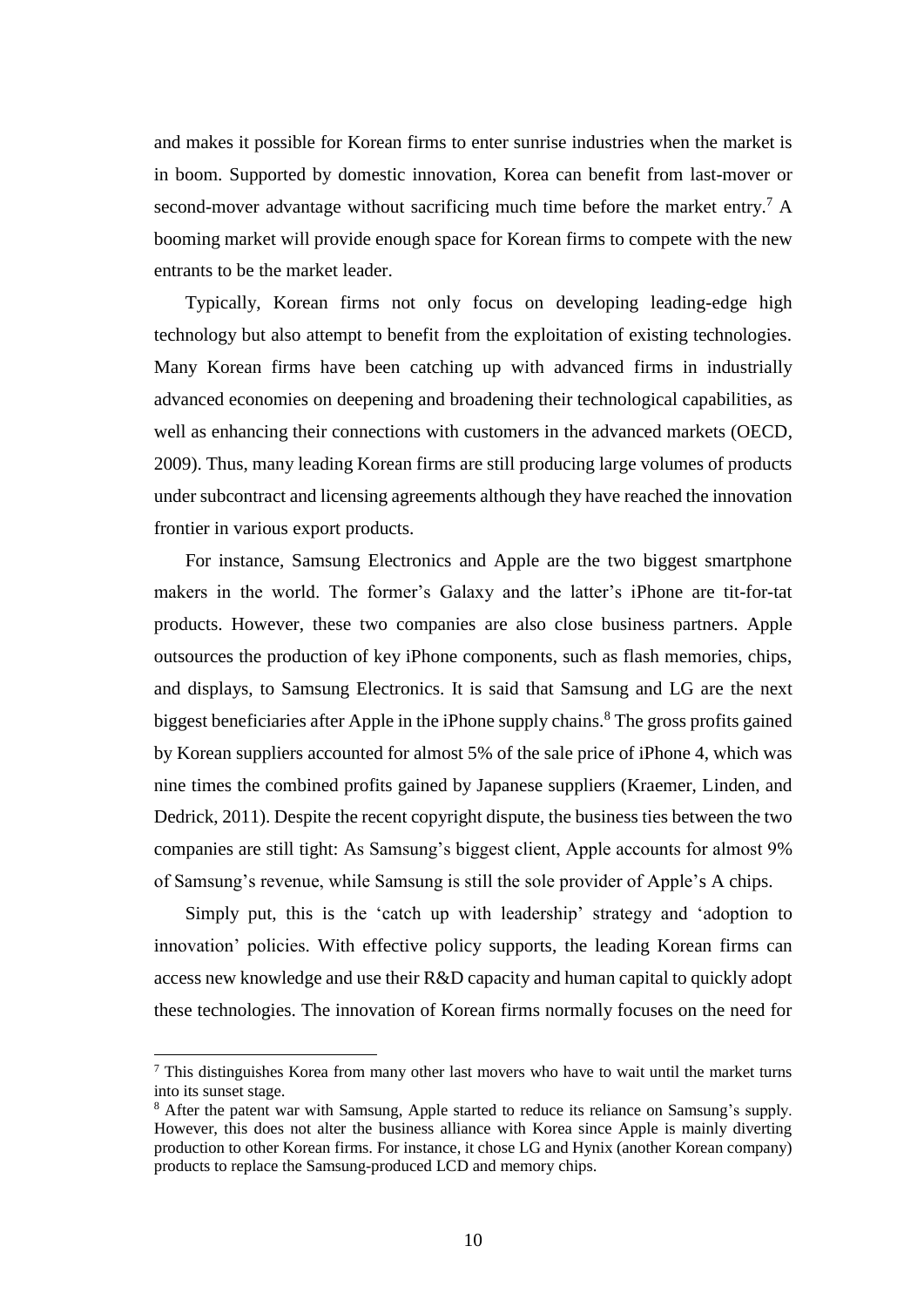and makes it possible for Korean firms to enter sunrise industries when the market is in boom. Supported by domestic innovation, Korea can benefit from last-mover or second-mover advantage without sacrificing much time before the market entry.[7] A booming market will provide enough space for Korean firms to compete with the new entrants to be the market leader.

Typically, Korean firms not only focus on developing leading-edge high technology but also attempt to benefit from the exploitation of existing technologies. Many Korean firms have been catching up with advanced firms in industrially advanced economies on deepening and broadening their technological capabilities, as well as enhancing their connections with customers in the advanced markets (OECD, 2009). Thus, many leading Korean firms are still producing large volumes of products under subcontract and licensing agreements although they have reached the innovation frontier in various export products.

For instance, Samsung Electronics and Apple are the two biggest smartphone makers in the world. The former's Galaxy and the latter's iPhone are tit-for-tat products. However, these two companies are also close business partners. Apple outsources the production of key iPhone components, such as flash memories, chips, and displays, to Samsung Electronics. It is said that Samsung and LG are the next biggest beneficiaries after Apple in the iPhone supply chains.[8] The gross profits gained by Korean suppliers accounted for almost 5% of the sale price of iPhone 4, which was nine times the combined profits gained by Japanese suppliers (Kraemer, Linden, and Dedrick, 2011). Despite the recent copyright dispute, the business ties between the two companies are still tight: As Samsung's biggest client, Apple accounts for almost 9% of Samsung's revenue, while Samsung is still the sole provider of Apple's A chips.

Simply put, this is the 'catch up with leadership' strategy and 'adoption to innovation' policies. With effective policy supports, the leading Korean firms can access new knowledge and use their R&D capacity and human capital to quickly adopt these technologies. The innovation of Korean firms normally focuses on the need for

---

[7] This distinguishes Korea from many other last movers who have to wait until the market turns into its sunset stage.

[8] After the patent war with Samsung, Apple started to reduce its reliance on Samsung's supply. However, this does not alter the business alliance with Korea since Apple is mainly diverting production to other Korean firms. For instance, it chose LG and Hynix (another Korean company) products to replace the Samsung-produced LCD and memory chips.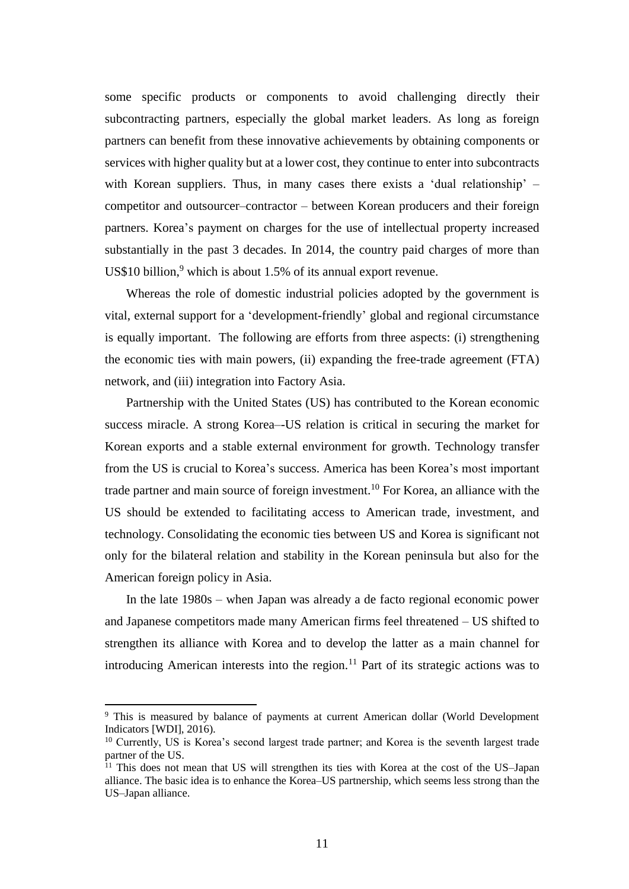some specific products or components to avoid challenging directly their subcontracting partners, especially the global market leaders. As long as foreign partners can benefit from these innovative achievements by obtaining components or services with higher quality but at a lower cost, they continue to enter into subcontracts with Korean suppliers. Thus, in many cases there exists a 'dual relationship' – competitor and outsourcer–contractor – between Korean producers and their foreign partners. Korea's payment on charges for the use of intellectual property increased substantially in the past 3 decades. In 2014, the country paid charges of more than US$10 billion,[9] which is about 1.5% of its annual export revenue.

Whereas the role of domestic industrial policies adopted by the government is vital, external support for a 'development-friendly' global and regional circumstance is equally important. The following are efforts from three aspects: (i) strengthening the economic ties with main powers, (ii) expanding the free-trade agreement (FTA) network, and (iii) integration into Factory Asia.

Partnership with the United States (US) has contributed to the Korean economic success miracle. A strong Korea–-US relation is critical in securing the market for Korean exports and a stable external environment for growth. Technology transfer from the US is crucial to Korea's success. America has been Korea's most important trade partner and main source of foreign investment.[10] For Korea, an alliance with the US should be extended to facilitating access to American trade, investment, and technology. Consolidating the economic ties between US and Korea is significant not only for the bilateral relation and stability in the Korean peninsula but also for the American foreign policy in Asia.

In the late 1980s – when Japan was already a de facto regional economic power and Japanese competitors made many American firms feel threatened – US shifted to strengthen its alliance with Korea and to develop the latter as a main channel for introducing American interests into the region.[11] Part of its strategic actions was to

---

[9] This is measured by balance of payments at current American dollar (World Development Indicators [WDI], 2016).

[10] Currently, US is Korea's second largest trade partner; and Korea is the seventh largest trade partner of the US.

[11] This does not mean that US will strengthen its ties with Korea at the cost of the US–Japan alliance. The basic idea is to enhance the Korea–US partnership, which seems less strong than the US–Japan alliance.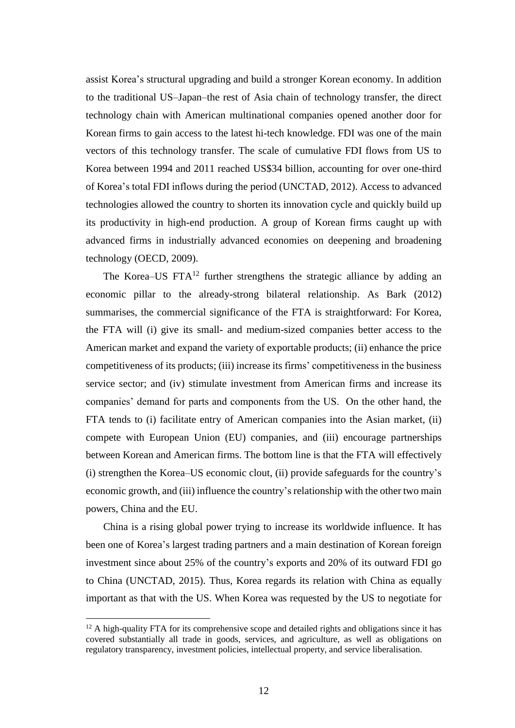assist Korea's structural upgrading and build a stronger Korean economy. In addition to the traditional US–Japan–the rest of Asia chain of technology transfer, the direct technology chain with American multinational companies opened another door for Korean firms to gain access to the latest hi-tech knowledge. FDI was one of the main vectors of this technology transfer. The scale of cumulative FDI flows from US to Korea between 1994 and 2011 reached US$34 billion, accounting for over one-third of Korea's total FDI inflows during the period (UNCTAD, 2012). Access to advanced technologies allowed the country to shorten its innovation cycle and quickly build up its productivity in high-end production. A group of Korean firms caught up with advanced firms in industrially advanced economies on deepening and broadening technology (OECD, 2009).

The Korea–US FTA[12] further strengthens the strategic alliance by adding an economic pillar to the already-strong bilateral relationship. As Bark (2012) summarises, the commercial significance of the FTA is straightforward: For Korea, the FTA will (i) give its small- and medium-sized companies better access to the American market and expand the variety of exportable products; (ii) enhance the price competitiveness of its products; (iii) increase its firms' competitiveness in the business service sector; and (iv) stimulate investment from American firms and increase its companies' demand for parts and components from the US. On the other hand, the FTA tends to (i) facilitate entry of American companies into the Asian market, (ii) compete with European Union (EU) companies, and (iii) encourage partnerships between Korean and American firms. The bottom line is that the FTA will effectively (i) strengthen the Korea–US economic clout, (ii) provide safeguards for the country's economic growth, and (iii) influence the country's relationship with the other two main powers, China and the EU.

China is a rising global power trying to increase its worldwide influence. It has been one of Korea's largest trading partners and a main destination of Korean foreign investment since about 25% of the country's exports and 20% of its outward FDI go to China (UNCTAD, 2015). Thus, Korea regards its relation with China as equally important as that with the US. When Korea was requested by the US to negotiate for

[12] A high-quality FTA for its comprehensive scope and detailed rights and obligations since it has covered substantially all trade in goods, services, and agriculture, as well as obligations on regulatory transparency, investment policies, intellectual property, and service liberalisation.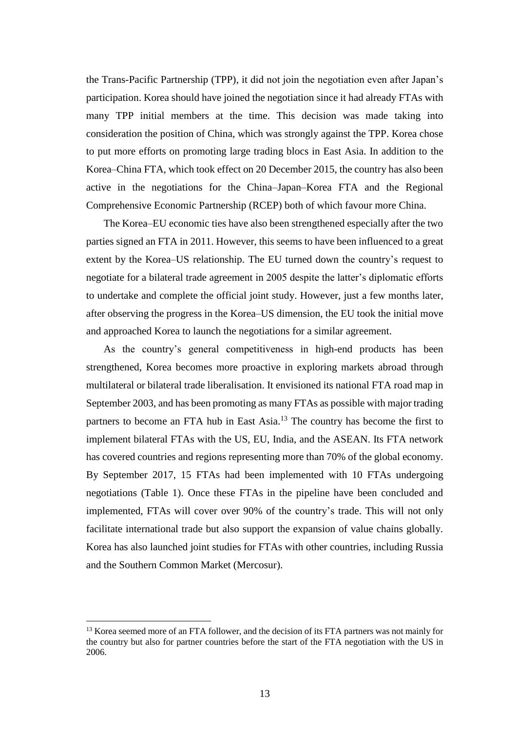the Trans-Pacific Partnership (TPP), it did not join the negotiation even after Japan's participation. Korea should have joined the negotiation since it had already FTAs with many TPP initial members at the time. This decision was made taking into consideration the position of China, which was strongly against the TPP. Korea chose to put more efforts on promoting large trading blocs in East Asia. In addition to the Korea–China FTA, which took effect on 20 December 2015, the country has also been active in the negotiations for the China–Japan–Korea FTA and the Regional Comprehensive Economic Partnership (RCEP) both of which favour more China.

The Korea–EU economic ties have also been strengthened especially after the two parties signed an FTA in 2011. However, this seems to have been influenced to a great extent by the Korea–US relationship. The EU turned down the country's request to negotiate for a bilateral trade agreement in 2005 despite the latter's diplomatic efforts to undertake and complete the official joint study. However, just a few months later, after observing the progress in the Korea–US dimension, the EU took the initial move and approached Korea to launch the negotiations for a similar agreement.

As the country's general competitiveness in high-end products has been strengthened, Korea becomes more proactive in exploring markets abroad through multilateral or bilateral trade liberalisation. It envisioned its national FTA road map in September 2003, and has been promoting as many FTAs as possible with major trading partners to become an FTA hub in East Asia.[13] The country has become the first to implement bilateral FTAs with the US, EU, India, and the ASEAN. Its FTA network has covered countries and regions representing more than 70% of the global economy. By September 2017, 15 FTAs had been implemented with 10 FTAs undergoing negotiations (Table 1). Once these FTAs in the pipeline have been concluded and implemented, FTAs will cover over 90% of the country's trade. This will not only facilitate international trade but also support the expansion of value chains globally. Korea has also launched joint studies for FTAs with other countries, including Russia and the Southern Common Market (Mercosur).

[13] Korea seemed more of an FTA follower, and the decision of its FTA partners was not mainly for the country but also for partner countries before the start of the FTA negotiation with the US in 2006.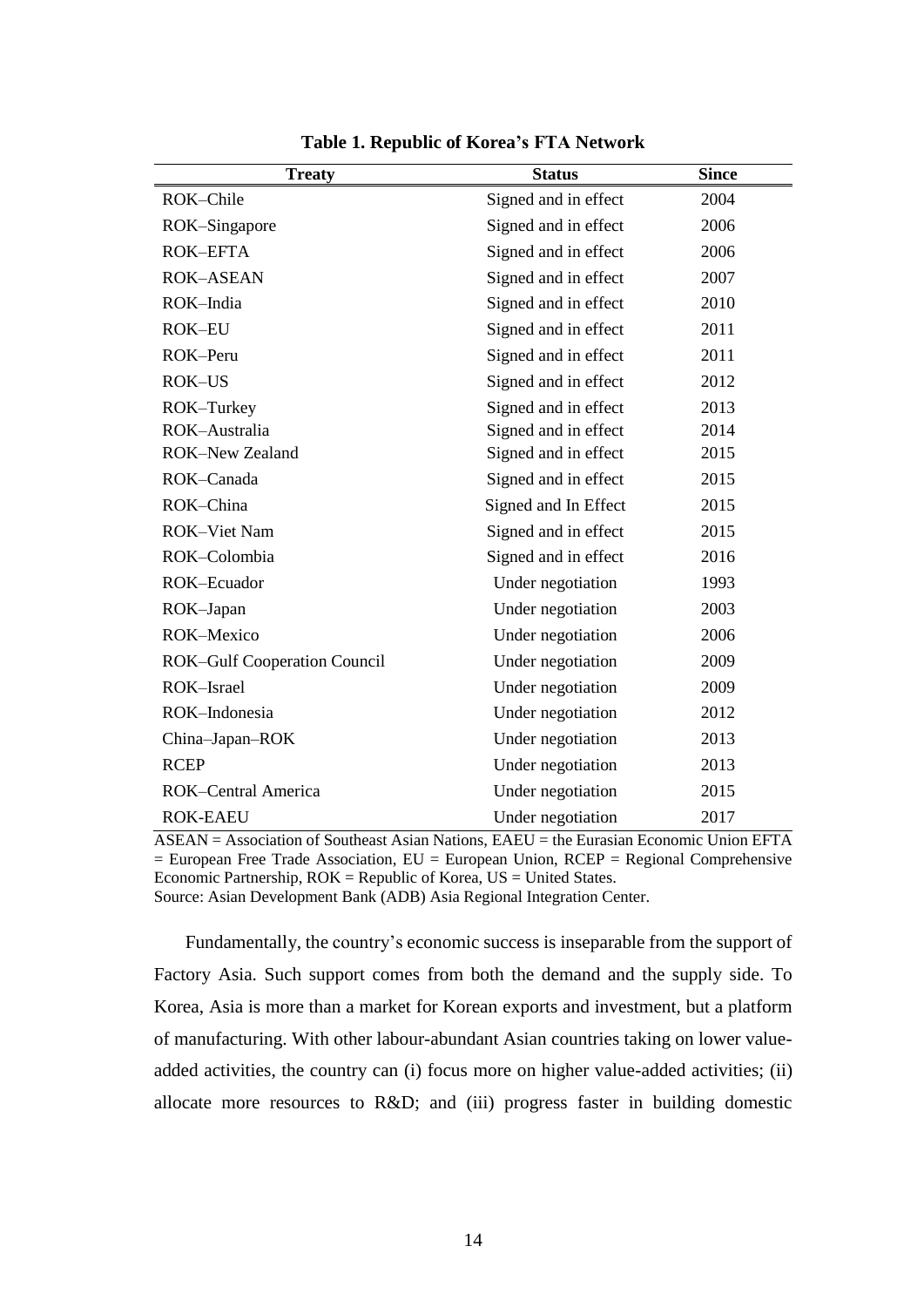**Table 1. Republic of Korea's FTA Network**

| Treaty | Status | Since |
|---|---|---|
| ROK–Chile | Signed and in effect | 2004 |
| ROK–Singapore | Signed and in effect | 2006 |
| ROK–EFTA | Signed and in effect | 2006 |
| ROK–ASEAN | Signed and in effect | 2007 |
| ROK–India | Signed and in effect | 2010 |
| ROK–EU | Signed and in effect | 2011 |
| ROK–Peru | Signed and in effect | 2011 |
| ROK–US | Signed and in effect | 2012 |
| ROK–Turkey | Signed and in effect | 2013 |
| ROK–Australia | Signed and in effect | 2014 |
| ROK–New Zealand | Signed and in effect | 2015 |
| ROK–Canada | Signed and in effect | 2015 |
| ROK–China | Signed and In Effect | 2015 |
| ROK–Viet Nam | Signed and in effect | 2015 |
| ROK–Colombia | Signed and in effect | 2016 |
| ROK–Ecuador | Under negotiation | 1993 |
| ROK–Japan | Under negotiation | 2003 |
| ROK–Mexico | Under negotiation | 2006 |
| ROK–Gulf Cooperation Council | Under negotiation | 2009 |
| ROK–Israel | Under negotiation | 2009 |
| ROK–Indonesia | Under negotiation | 2012 |
| China–Japan–ROK | Under negotiation | 2013 |
| RCEP | Under negotiation | 2013 |
| ROK–Central America | Under negotiation | 2015 |
| ROK-EAEU | Under negotiation | 2017 |

ASEAN = Association of Southeast Asian Nations, EAEU = the Eurasian Economic Union EFTA = European Free Trade Association, EU = European Union, RCEP = Regional Comprehensive Economic Partnership, ROK = Republic of Korea, US = United States.
Source: Asian Development Bank (ADB) Asia Regional Integration Center.

Fundamentally, the country's economic success is inseparable from the support of Factory Asia. Such support comes from both the demand and the supply side. To Korea, Asia is more than a market for Korean exports and investment, but a platform of manufacturing. With other labour-abundant Asian countries taking on lower value-added activities, the country can (i) focus more on higher value-added activities; (ii) allocate more resources to R&D; and (iii) progress faster in building domestic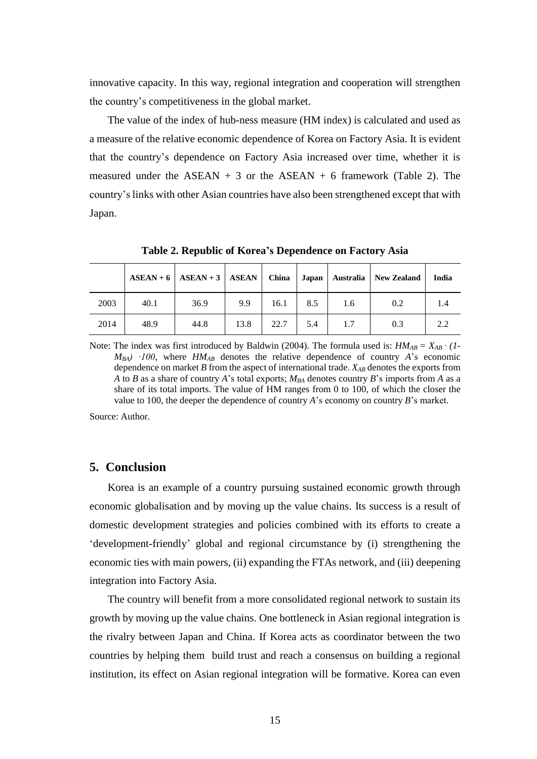innovative capacity. In this way, regional integration and cooperation will strengthen the country's competitiveness in the global market.

The value of the index of hub-ness measure (HM index) is calculated and used as a measure of the relative economic dependence of Korea on Factory Asia. It is evident that the country's dependence on Factory Asia increased over time, whether it is measured under the ASEAN + 3 or the ASEAN + 6 framework (Table 2). The country's links with other Asian countries have also been strengthened except that with Japan.

**Table 2. Republic of Korea's Dependence on Factory Asia**

| | ASEAN + 6 | ASEAN + 3 | ASEAN | China | Japan | Australia | New Zealand | India |
|---|---|---|---|---|---|---|---|---|
| 2003 | 40.1 | 36.9 | 9.9 | 16.1 | 8.5 | 1.6 | 0.2 | 1.4 |
| 2014 | 48.9 | 44.8 | 13.8 | 22.7 | 5.4 | 1.7 | 0.3 | 2.2 |

Note: The index was first introduced by Baldwin (2004). The formula used is: $HM_{AB} = X_{AB} \cdot (1-M_{BA}) \cdot 100$, where $HM_{AB}$ denotes the relative dependence of country *A*'s economic dependence on market *B* from the aspect of international trade. $X_{AB}$ denotes the exports from *A* to *B* as a share of country *A*'s total exports; $M_{BA}$ denotes country *B*'s imports from *A* as a share of its total imports. The value of HM ranges from 0 to 100, of which the closer the value to 100, the deeper the dependence of country *A*'s economy on country *B*'s market.

Source: Author.

## 5. Conclusion

Korea is an example of a country pursuing sustained economic growth through economic globalisation and by moving up the value chains. Its success is a result of domestic development strategies and policies combined with its efforts to create a 'development-friendly' global and regional circumstance by (i) strengthening the economic ties with main powers, (ii) expanding the FTAs network, and (iii) deepening integration into Factory Asia.

The country will benefit from a more consolidated regional network to sustain its growth by moving up the value chains. One bottleneck in Asian regional integration is the rivalry between Japan and China. If Korea acts as coordinator between the two countries by helping them build trust and reach a consensus on building a regional institution, its effect on Asian regional integration will be formative. Korea can even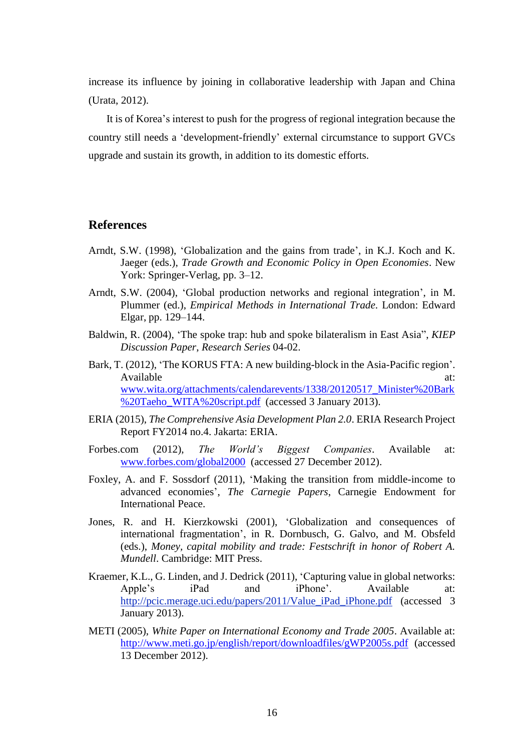increase its influence by joining in collaborative leadership with Japan and China (Urata, 2012).

It is of Korea's interest to push for the progress of regional integration because the country still needs a 'development-friendly' external circumstance to support GVCs upgrade and sustain its growth, in addition to its domestic efforts.

## References

Arndt, S.W. (1998), 'Globalization and the gains from trade', in K.J. Koch and K. Jaeger (eds.), *Trade Growth and Economic Policy in Open Economies*. New York: Springer-Verlag, pp. 3–12.

Arndt, S.W. (2004), 'Global production networks and regional integration', in M. Plummer (ed.), *Empirical Methods in International Trade*. London: Edward Elgar, pp. 129–144.

Baldwin, R. (2004), 'The spoke trap: hub and spoke bilateralism in East Asia", *KIEP Discussion Paper*, *Research Series* 04-02.

Bark, T. (2012), 'The KORUS FTA: A new building-block in the Asia-Pacific region'. Available at: www.wita.org/attachments/calendarevents/1338/20120517_Minister%20Bark%20Taeho_WITA%20script.pdf (accessed 3 January 2013).

ERIA (2015), *The Comprehensive Asia Development Plan 2.0*. ERIA Research Project Report FY2014 no.4. Jakarta: ERIA.

Forbes.com (2012), *The World's Biggest Companies*. Available at: www.forbes.com/global2000 (accessed 27 December 2012).

Foxley, A. and F. Sossdorf (2011), 'Making the transition from middle-income to advanced economies', *The Carnegie Papers*, Carnegie Endowment for International Peace.

Jones, R. and H. Kierzkowski (2001), 'Globalization and consequences of international fragmentation', in R. Dornbusch, G. Galvo, and M. Obsfeld (eds.), *Money, capital mobility and trade: Festschrift in honor of Robert A. Mundell*. Cambridge: MIT Press.

Kraemer, K.L., G. Linden, and J. Dedrick (2011), 'Capturing value in global networks: Apple's iPad and iPhone'. Available at: http://pcic.merage.uci.edu/papers/2011/Value_iPad_iPhone.pdf (accessed 3 January 2013).

METI (2005), *White Paper on International Economy and Trade 2005*. Available at: http://www.meti.go.jp/english/report/downloadfiles/gWP2005s.pdf (accessed 13 December 2012).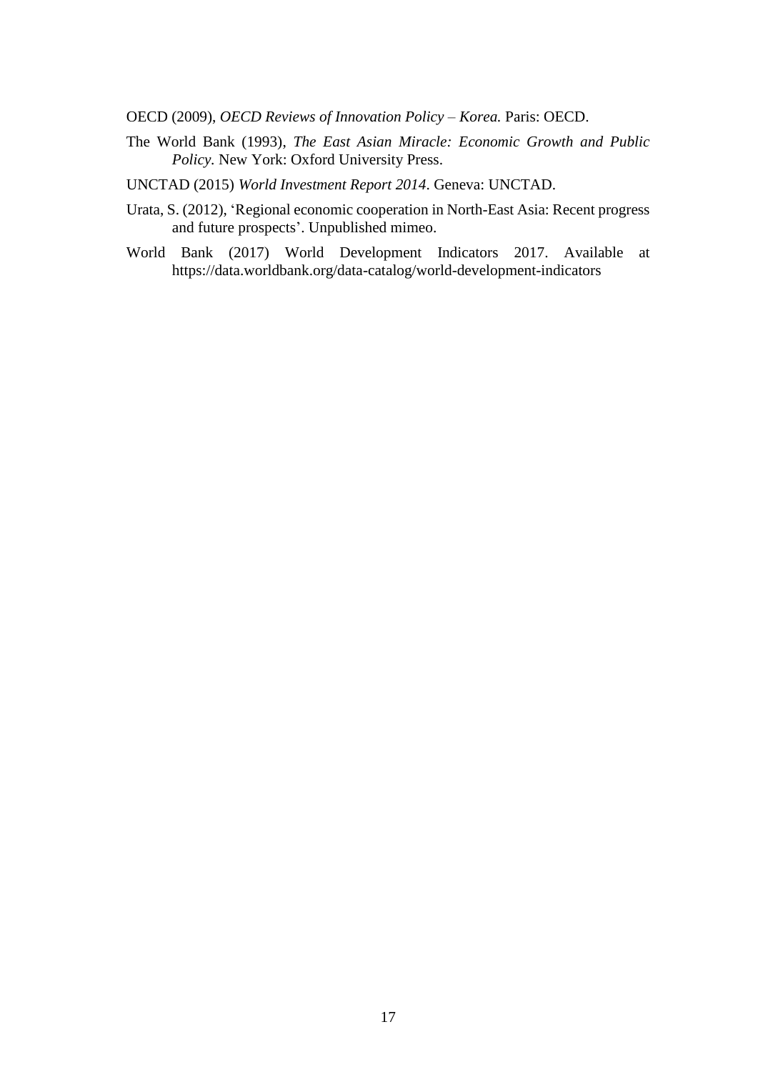OECD (2009), *OECD Reviews of Innovation Policy – Korea.* Paris: OECD.

The World Bank (1993), *The East Asian Miracle: Economic Growth and Public Policy.* New York: Oxford University Press.

UNCTAD (2015) *World Investment Report 2014*. Geneva: UNCTAD.

Urata, S. (2012), 'Regional economic cooperation in North-East Asia: Recent progress and future prospects'. Unpublished mimeo.

World Bank (2017) World Development Indicators 2017. Available at https://data.worldbank.org/data-catalog/world-development-indicators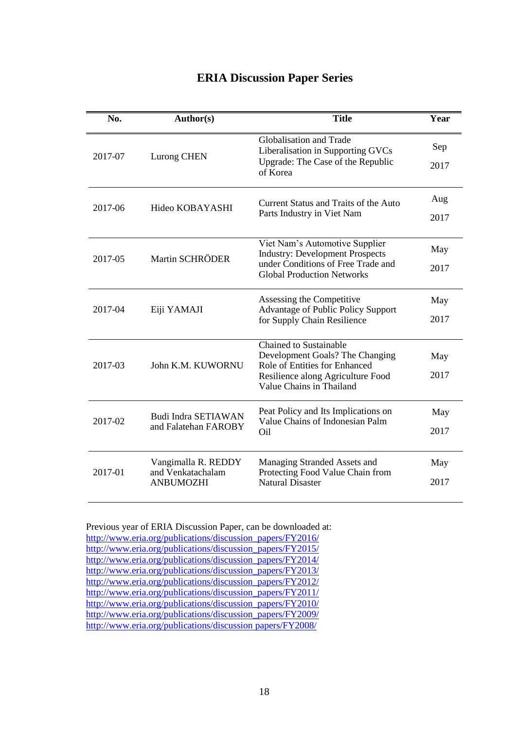# ERIA Discussion Paper Series

| No. | Author(s) | Title | Year |
|---|---|---|---|
| 2017-07 | Lurong CHEN | Globalisation and Trade Liberalisation in Supporting GVCs Upgrade: The Case of the Republic of Korea | Sep 2017 |
| 2017-06 | Hideo KOBAYASHI | Current Status and Traits of the Auto Parts Industry in Viet Nam | Aug 2017 |
| 2017-05 | Martin SCHRÖDER | Viet Nam's Automotive Supplier Industry: Development Prospects under Conditions of Free Trade and Global Production Networks | May 2017 |
| 2017-04 | Eiji YAMAJI | Assessing the Competitive Advantage of Public Policy Support for Supply Chain Resilience | May 2017 |
| 2017-03 | John K.M. KUWORNU | Chained to Sustainable Development Goals? The Changing Role of Entities for Enhanced Resilience along Agriculture Food Value Chains in Thailand | May 2017 |
| 2017-02 | Budi Indra SETIAWAN and Falatehan FAROBY | Peat Policy and Its Implications on Value Chains of Indonesian Palm Oil | May 2017 |
| 2017-01 | Vangimalla R. REDDY and Venkatachalam ANBUMOZHI | Managing Stranded Assets and Protecting Food Value Chain from Natural Disaster | May 2017 |

Previous year of ERIA Discussion Paper, can be downloaded at:
http://www.eria.org/publications/discussion_papers/FY2016/
http://www.eria.org/publications/discussion_papers/FY2015/
http://www.eria.org/publications/discussion_papers/FY2014/
http://www.eria.org/publications/discussion_papers/FY2013/
http://www.eria.org/publications/discussion_papers/FY2012/
http://www.eria.org/publications/discussion_papers/FY2011/
http://www.eria.org/publications/discussion_papers/FY2010/
http://www.eria.org/publications/discussion_papers/FY2009/
http://www.eria.org/publications/discussion papers/FY2008/